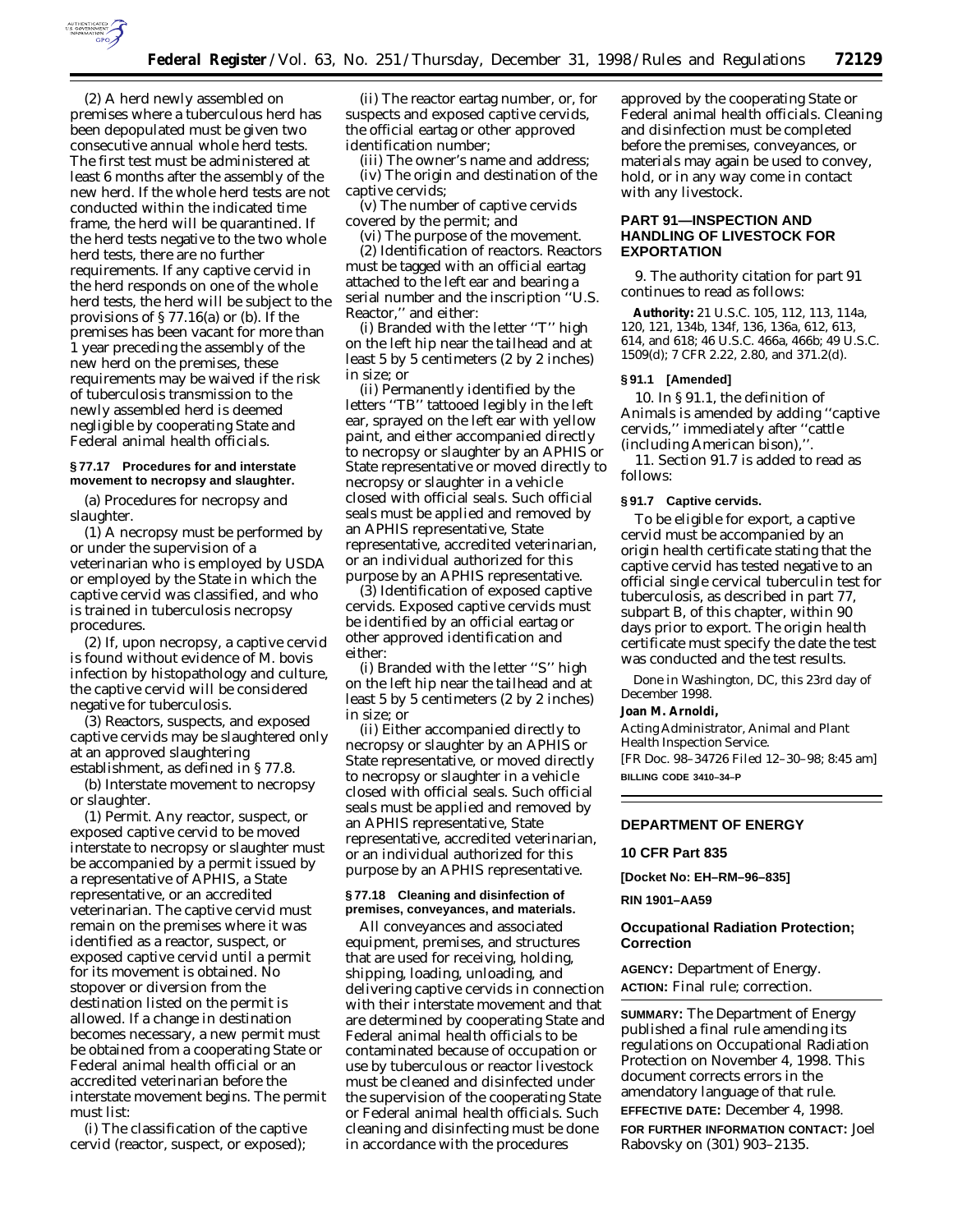(2) A herd newly assembled on premises where a tuberculous herd has been depopulated must be given two consecutive annual whole herd tests. The first test must be administered at least 6 months after the assembly of the new herd. If the whole herd tests are not conducted within the indicated time frame, the herd will be quarantined. If the herd tests negative to the two whole herd tests, there are no further requirements. If any captive cervid in the herd responds on one of the whole herd tests, the herd will be subject to the provisions of § 77.16(a) or (b). If the premises has been vacant for more than 1 year preceding the assembly of the new herd on the premises, these requirements may be waived if the risk of tuberculosis transmission to the newly assembled herd is deemed negligible by cooperating State and Federal animal health officials.

#### § 77.17 Procedures for and interstate movement to necropsy and slaughter.

(a) *Procedures for necropsy and slaughter.*

(1) A necropsy must be performed by or under the supervision of a veterinarian who is employed by USDA or employed by the State in which the captive cervid was classified, and who is trained in tuberculosis necropsy procedures.

(2) If, upon necropsy, a captive cervid is found without evidence of M. bovis infection by histopathology and culture, the captive cervid will be considered negative for tuberculosis.

(3) Reactors, suspects, and exposed captive cervids may be slaughtered only at an approved slaughtering establishment, as defined in § 77.8.

(b) *Interstate movement to necropsy or slaughter.*

(1) *Permit.* Any reactor, suspect, or exposed captive cervid to be moved interstate to necropsy or slaughter must be accompanied by a permit issued by a representative of APHIS, a State representative, or an accredited veterinarian. The captive cervid must remain on the premises where it was identified as a reactor, suspect, or exposed captive cervid until a permit for its movement is obtained. No stopover or diversion from the destination listed on the permit is allowed. If a change in destination becomes necessary, a new permit must be obtained from a cooperating State or Federal animal health official or an accredited veterinarian before the interstate movement begins. The permit must list:

(i) The classification of the captive cervid (reactor, suspect, or exposed);

(ii) The reactor eartag number, or, for suspects and exposed captive cervids, the official eartag or other approved identification number;

(iii) The owner's name and address;

(iv) The origin and destination of the captive cervids;

(v) The number of captive cervids covered by the permit; and

(vi) The purpose of the movement.

(2) *Identification of reactors.* Reactors must be tagged with an official eartag attached to the left ear and bearing a serial number and the inscription ''U.S. Reactor,'' and either:

(i) Branded with the letter ''T'' high on the left hip near the tailhead and at least 5 by 5 centimeters (2 by 2 inches) in size; or

(ii) Permanently identified by the letters ''TB'' tattooed legibly in the left ear, sprayed on the left ear with yellow paint, and either accompanied directly to necropsy or slaughter by an APHIS or State representative or moved directly to necropsy or slaughter in a vehicle closed with official seals. Such official seals must be applied and removed by an APHIS representative, State representative, accredited veterinarian, or an individual authorized for this purpose by an APHIS representative.

(3) *Identification of exposed captive cervids.* Exposed captive cervids must be identified by an official eartag or other approved identification and either:

(i) Branded with the letter ''S'' high on the left hip near the tailhead and at least 5 by 5 centimeters (2 by 2 inches) in size; or

(ii) Either accompanied directly to necropsy or slaughter by an APHIS or State representative, or moved directly to necropsy or slaughter in a vehicle closed with official seals. Such official seals must be applied and removed by an APHIS representative, State representative, accredited veterinarian, or an individual authorized for this purpose by an APHIS representative.

#### § 77.18 Cleaning and disinfection of premises, conveyances, and materials.

All conveyances and associated equipment, premises, and structures that are used for receiving, holding, shipping, loading, unloading, and delivering captive cervids in connection with their interstate movement and that are determined by cooperating State and Federal animal health officials to be contaminated because of occupation or use by tuberculous or reactor livestock must be cleaned and disinfected under the supervision of the cooperating State or Federal animal health officials. Such cleaning and disinfecting must be done in accordance with the procedures approved by the cooperating State or Federal animal health officials. Cleaning and disinfection must be completed before the premises, conveyances, or materials may again be used to convey, hold, or in any way come in contact with any livestock.

### PART 91—INSPECTION AND HANDLING OF LIVESTOCK FOR EXPORTATION

9. The authority citation for part 91 continues to read as follows:

**Authority:** 21 U.S.C. 105, 112, 113, 114a, 120, 121, 134b, 134f, 136, 136a, 612, 613, 614, and 618; 46 U.S.C. 466a, 466b; 49 U.S.C. 1509(d); 7 CFR 2.22, 2.80, and 371.2(d).

#### § 91.1 [Amended]

10. In § 91.1, the definition of *Animals* is amended by adding ''captive cervids,'' immediately after ''cattle (including American bison),''.

11. Section 91.7 is added to read as follows:

#### § 91.7 Captive cervids.

To be eligible for export, a captive cervid must be accompanied by an origin health certificate stating that the captive cervid has tested negative to an official single cervical tuberculin test for tuberculosis, as described in part 77, subpart B, of this chapter, within 90 days prior to export. The origin health certificate must specify the date the test was conducted and the test results.

Done in Washington, DC, this 23rd day of December 1998.

**Joan M. Arnoldi,**

*Acting Administrator, Animal and Plant Health Inspection Service.*

[FR Doc. 98–34726 Filed 12–30–98; 8:45 am]

**BILLING CODE 3410–34–P**

---

## DEPARTMENT OF ENERGY

### 10 CFR Part 835

**[Docket No: EH–RM–96–835]**

**RIN 1901–AA59**

### Occupational Radiation Protection; Correction

**AGENCY:** Department of Energy.

**ACTION:** Final rule; correction.

**SUMMARY:** The Department of Energy published a final rule amending its regulations on Occupational Radiation Protection on November 4, 1998. This document corrects errors in the amendatory language of that rule.

**EFFECTIVE DATE:** December 4, 1998.

**FOR FURTHER INFORMATION CONTACT:** Joel Rabovsky on (301) 903–2135.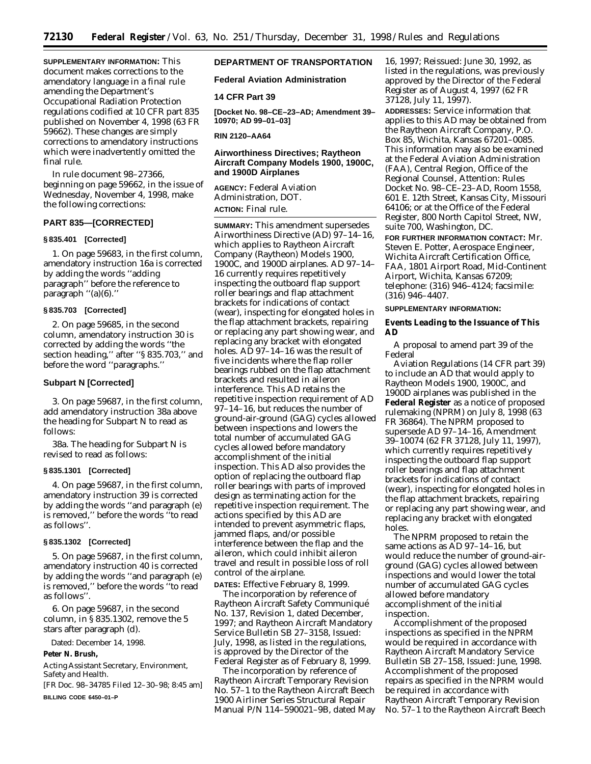**SUPPLEMENTARY INFORMATION:** This document makes corrections to the amendatory language in a final rule amending the Department's Occupational Radiation Protection regulations codified at 10 CFR part 835 published on November 4, 1998 (63 FR 59662). These changes are simply corrections to amendatory instructions which were inadvertently omitted the final rule.

In rule document 98–27366, beginning on page 59662, in the issue of Wednesday, November 4, 1998, make the following corrections:

## PART 835—[CORRECTED]

### § 835.401 [Corrected]

1. On page 59683, in the first column, amendatory instruction 16a is corrected by adding the words ''adding paragraph'' before the reference to paragraph ''(a)(6).''

### § 835.703 [Corrected]

2. On page 59685, in the second column, amendatory instruction 30 is corrected by adding the words ''the section heading,'' after ''§ 835.703,'' and before the word ''paragraphs.''

## Subpart N [Corrected]

3. On page 59687, in the first column, add amendatory instruction 38a above the heading for Subpart N to read as follows:

38a. The heading for Subpart N is revised to read as follows:

### § 835.1301 [Corrected]

4. On page 59687, in the first column, amendatory instruction 39 is corrected by adding the words ''and paragraph (e) is removed,'' before the words ''to read as follows''.

### § 835.1302 [Corrected]

5. On page 59687, in the first column, amendatory instruction 40 is corrected by adding the words ''and paragraph (e) is removed,'' before the words ''to read as follows''.

6. On page 59687, in the second column, in § 835.1302, remove the 5 stars after paragraph (d).

Dated: December 14, 1998.

**Peter N. Brush,**

*Acting Assistant Secretary, Environment, Safety and Health.*

[FR Doc. 98–34785 Filed 12–30–98; 8:45 am]

**BILLING CODE 6450–01–P**

## DEPARTMENT OF TRANSPORTATION

### Federal Aviation Administration

### 14 CFR Part 39

**[Docket No. 98–CE–23–AD; Amendment 39–10970; AD 99–01–03]**

**RIN 2120–AA64**

### Airworthiness Directives; Raytheon Aircraft Company Models 1900, 1900C, and 1900D Airplanes

**AGENCY:** Federal Aviation Administration, DOT.

**ACTION:** Final rule.

**SUMMARY:** This amendment supersedes Airworthiness Directive (AD) 97–14–16, which applies to Raytheon Aircraft Company (Raytheon) Models 1900, 1900C, and 1900D airplanes. AD 97–14–16 currently requires repetitively inspecting the outboard flap support roller bearings and flap attachment brackets for indications of contact (wear), inspecting for elongated holes in the flap attachment brackets, repairing or replacing any part showing wear, and replacing any bracket with elongated holes. AD 97–14–16 was the result of five incidents where the flap roller bearings rubbed on the flap attachment brackets and resulted in aileron interference. This AD retains the repetitive inspection requirement of AD 97–14–16, but reduces the number of ground-air-ground (GAG) cycles allowed between inspections and lowers the total number of accumulated GAG cycles allowed before mandatory accomplishment of the initial inspection. This AD also provides the option of replacing the outboard flap roller bearings with parts of improved design as terminating action for the repetitive inspection requirement. The actions specified by this AD are intended to prevent asymmetric flaps, jammed flaps, and/or possible interference between the flap and the aileron, which could inhibit aileron travel and result in possible loss of roll control of the airplane.

**DATES:** Effective February 8, 1999.

The incorporation by reference of Raytheon Aircraft Safety Communiqué No. 137, Revision 1, dated December, 1997; and Raytheon Aircraft Mandatory Service Bulletin SB 27–3158, Issued: July, 1998, as listed in the regulations, is approved by the Director of the Federal Register as of February 8, 1999.

The incorporation by reference of Raytheon Aircraft Temporary Revision No. 57–1 to the Raytheon Aircraft Beech 1900 Airliner Series Structural Repair Manual P/N 114–590021–9B, dated May 16, 1997; Reissued: June 30, 1992, as listed in the regulations, was previously approved by the Director of the Federal Register as of August 4, 1997 (62 FR 37128, July 11, 1997).

**ADDRESSES:** Service information that applies to this AD may be obtained from the Raytheon Aircraft Company, P.O. Box 85, Wichita, Kansas 67201–0085. This information may also be examined at the Federal Aviation Administration (FAA), Central Region, Office of the Regional Counsel, Attention: Rules Docket No. 98–CE–23–AD, Room 1558, 601 E. 12th Street, Kansas City, Missouri 64106; or at the Office of the Federal Register, 800 North Capitol Street, NW, suite 700, Washington, DC.

**FOR FURTHER INFORMATION CONTACT:** Mr. Steven E. Potter, Aerospace Engineer, Wichita Aircraft Certification Office, FAA, 1801 Airport Road, Mid-Continent Airport, Wichita, Kansas 67209; telephone: (316) 946–4124; facsimile: (316) 946–4407.

**SUPPLEMENTARY INFORMATION:**

### Events Leading to the Issuance of This AD

A proposal to amend part 39 of the Federal Aviation Regulations (14 CFR part 39) to include an AD that would apply to Raytheon Models 1900, 1900C, and 1900D airplanes was published in the **Federal Register** as a notice of proposed rulemaking (NPRM) on July 8, 1998 (63 FR 36864). The NPRM proposed to supersede AD 97–14–16, Amendment 39–10074 (62 FR 37128, July 11, 1997), which currently requires repetitively inspecting the outboard flap support roller bearings and flap attachment brackets for indications of contact (wear), inspecting for elongated holes in the flap attachment brackets, repairing or replacing any part showing wear, and replacing any bracket with elongated holes.

The NPRM proposed to retain the same actions as AD 97–14–16, but would reduce the number of ground-air-ground (GAG) cycles allowed between inspections and would lower the total number of accumulated GAG cycles allowed before mandatory accomplishment of the initial inspection.

Accomplishment of the proposed inspections as specified in the NPRM would be required in accordance with Raytheon Aircraft Mandatory Service Bulletin SB 27–158, Issued: June, 1998. Accomplishment of the proposed repairs as specified in the NPRM would be required in accordance with Raytheon Aircraft Temporary Revision No. 57–1 to the Raytheon Aircraft Beech